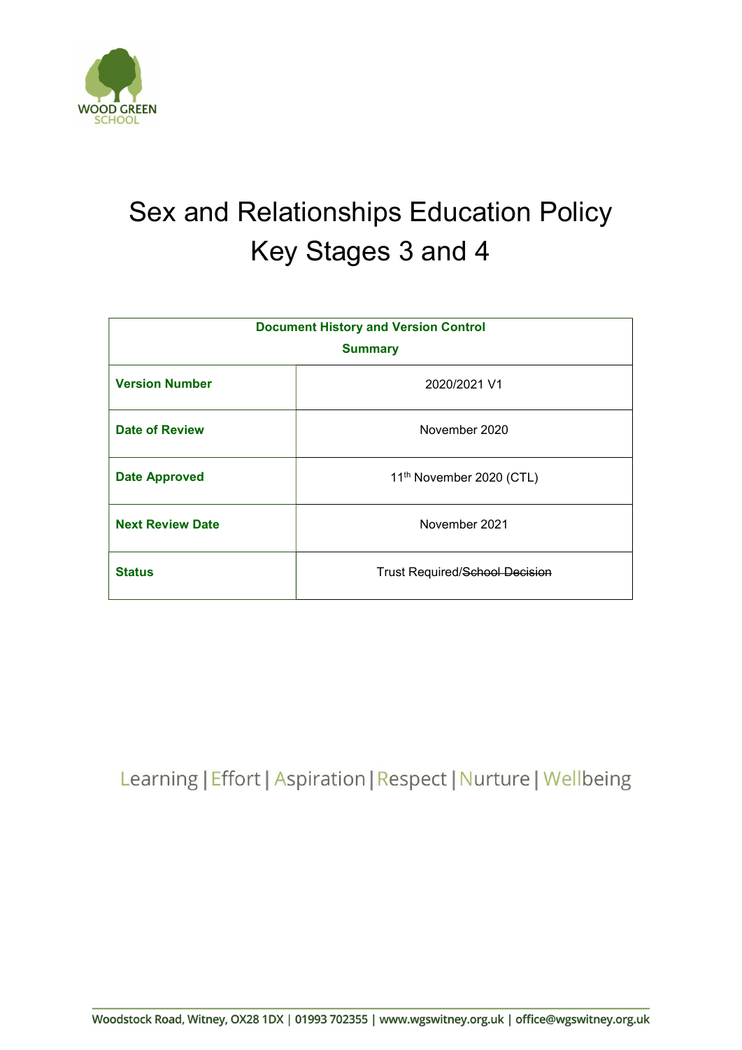WOOD GREEN SCHOOL

# Sex and Relationships Education Policy Key Stages 3 and 4

| Document History and Version Control Summary | |
|---|---|
| **Version Number** | 2020/2021 V1 |
| **Date of Review** | November 2020 |
| **Date Approved** | 11th November 2020 (CTL) |
| **Next Review Date** | November 2021 |
| **Status** | Trust Required/~~School Decision~~ |

Learning | Effort | Aspiration | Respect | Nurture | Wellbeing

Woodstock Road, Witney, OX28 1DX | 01993 702355 | www.wgswitney.org.uk | office@wgswitney.org.uk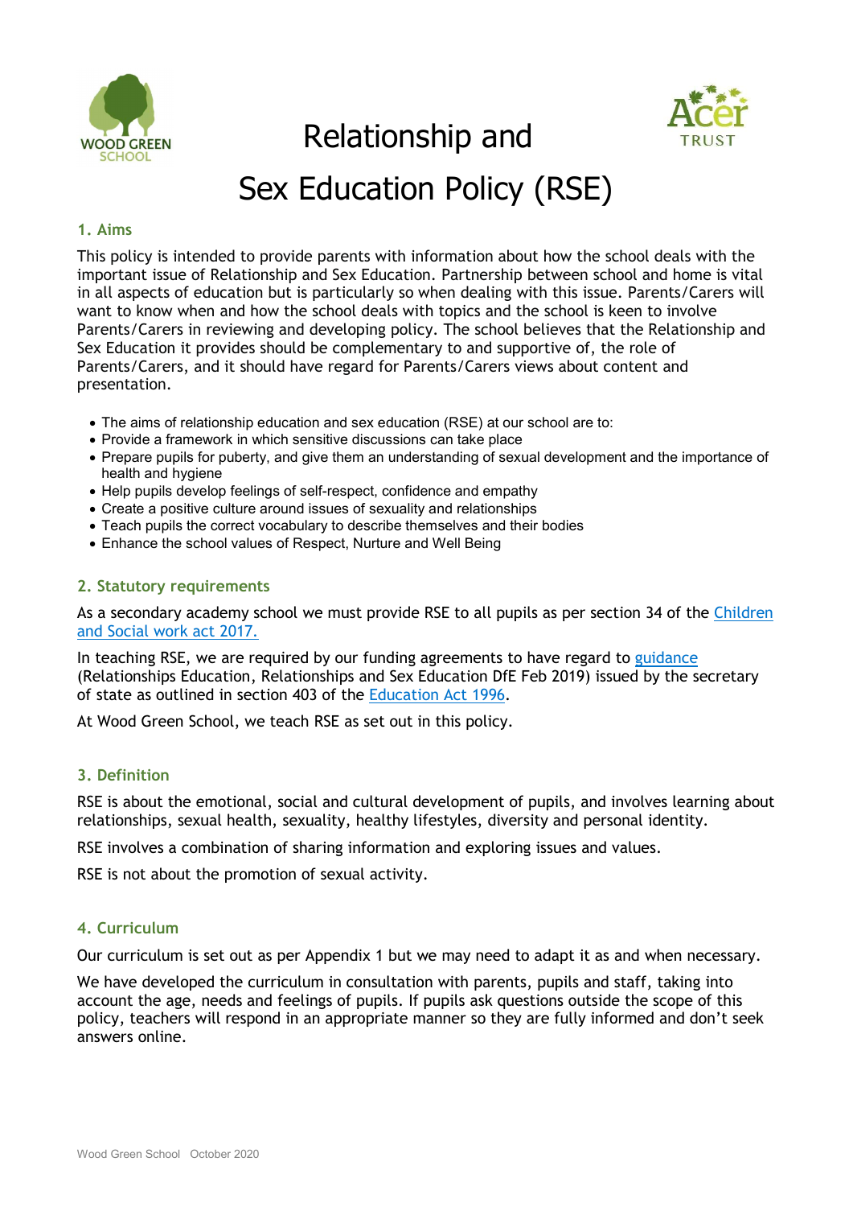# Relationship and Sex Education Policy (RSE)

## 1. Aims

This policy is intended to provide parents with information about how the school deals with the important issue of Relationship and Sex Education. Partnership between school and home is vital in all aspects of education but is particularly so when dealing with this issue. Parents/Carers will want to know when and how the school deals with topics and the school is keen to involve Parents/Carers in reviewing and developing policy. The school believes that the Relationship and Sex Education it provides should be complementary to and supportive of, the role of Parents/Carers, and it should have regard for Parents/Carers views about content and presentation.

- The aims of relationship education and sex education (RSE) at our school are to:
- Provide a framework in which sensitive discussions can take place
- Prepare pupils for puberty, and give them an understanding of sexual development and the importance of health and hygiene
- Help pupils develop feelings of self-respect, confidence and empathy
- Create a positive culture around issues of sexuality and relationships
- Teach pupils the correct vocabulary to describe themselves and their bodies
- Enhance the school values of Respect, Nurture and Well Being

## 2. Statutory requirements

As a secondary academy school we must provide RSE to all pupils as per section 34 of the Children and Social work act 2017.

In teaching RSE, we are required by our funding agreements to have regard to guidance (Relationships Education, Relationships and Sex Education DfE Feb 2019) issued by the secretary of state as outlined in section 403 of the Education Act 1996.

At Wood Green School, we teach RSE as set out in this policy.

## 3. Definition

RSE is about the emotional, social and cultural development of pupils, and involves learning about relationships, sexual health, sexuality, healthy lifestyles, diversity and personal identity.

RSE involves a combination of sharing information and exploring issues and values.

RSE is not about the promotion of sexual activity.

## 4. Curriculum

Our curriculum is set out as per Appendix 1 but we may need to adapt it as and when necessary.

We have developed the curriculum in consultation with parents, pupils and staff, taking into account the age, needs and feelings of pupils. If pupils ask questions outside the scope of this policy, teachers will respond in an appropriate manner so they are fully informed and don't seek answers online.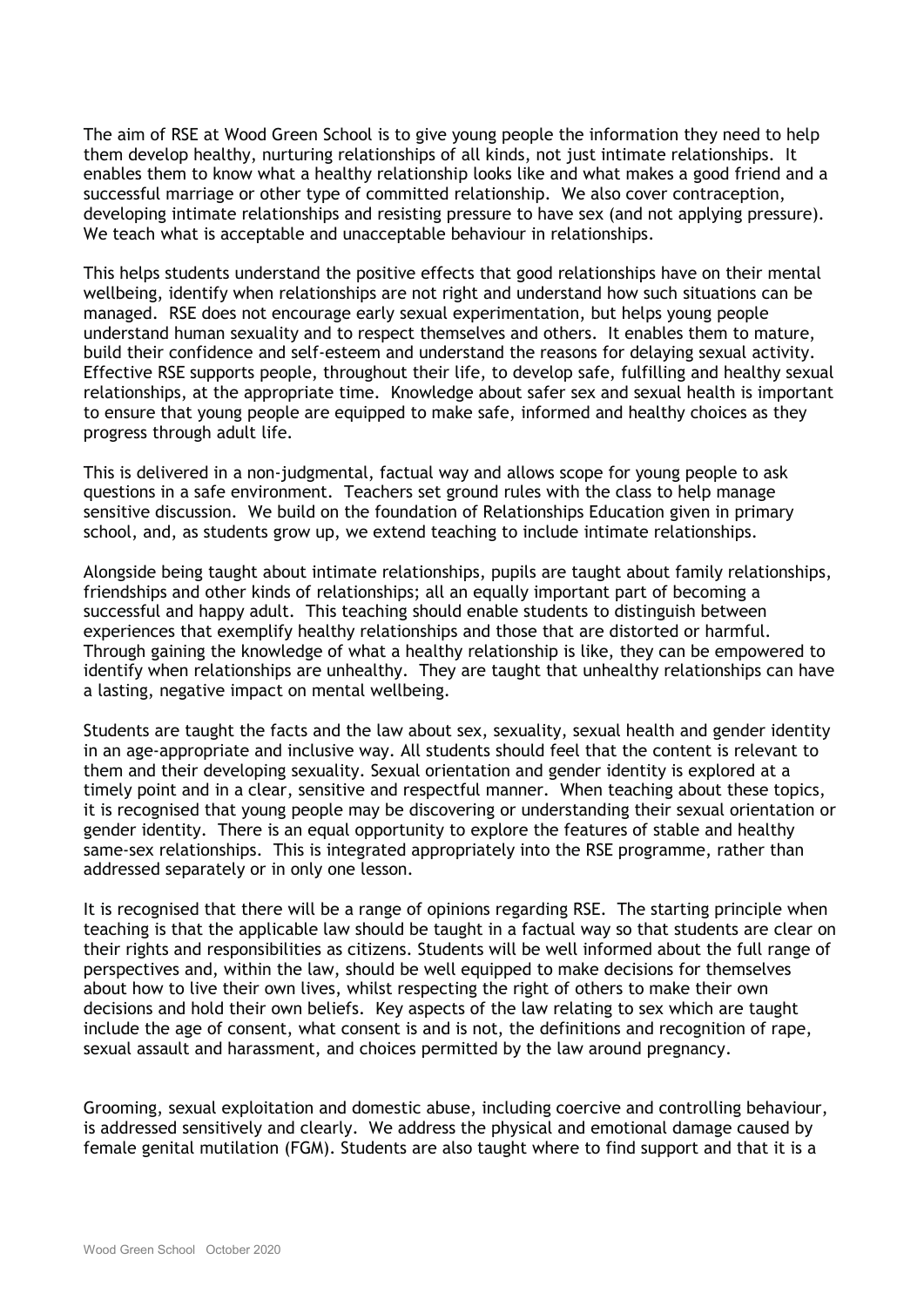The aim of RSE at Wood Green School is to give young people the information they need to help them develop healthy, nurturing relationships of all kinds, not just intimate relationships. It enables them to know what a healthy relationship looks like and what makes a good friend and a successful marriage or other type of committed relationship. We also cover contraception, developing intimate relationships and resisting pressure to have sex (and not applying pressure). We teach what is acceptable and unacceptable behaviour in relationships.

This helps students understand the positive effects that good relationships have on their mental wellbeing, identify when relationships are not right and understand how such situations can be managed. RSE does not encourage early sexual experimentation, but helps young people understand human sexuality and to respect themselves and others. It enables them to mature, build their confidence and self-esteem and understand the reasons for delaying sexual activity. Effective RSE supports people, throughout their life, to develop safe, fulfilling and healthy sexual relationships, at the appropriate time. Knowledge about safer sex and sexual health is important to ensure that young people are equipped to make safe, informed and healthy choices as they progress through adult life.

This is delivered in a non-judgmental, factual way and allows scope for young people to ask questions in a safe environment. Teachers set ground rules with the class to help manage sensitive discussion. We build on the foundation of Relationships Education given in primary school, and, as students grow up, we extend teaching to include intimate relationships.

Alongside being taught about intimate relationships, pupils are taught about family relationships, friendships and other kinds of relationships; all an equally important part of becoming a successful and happy adult. This teaching should enable students to distinguish between experiences that exemplify healthy relationships and those that are distorted or harmful. Through gaining the knowledge of what a healthy relationship is like, they can be empowered to identify when relationships are unhealthy. They are taught that unhealthy relationships can have a lasting, negative impact on mental wellbeing.

Students are taught the facts and the law about sex, sexuality, sexual health and gender identity in an age-appropriate and inclusive way. All students should feel that the content is relevant to them and their developing sexuality. Sexual orientation and gender identity is explored at a timely point and in a clear, sensitive and respectful manner. When teaching about these topics, it is recognised that young people may be discovering or understanding their sexual orientation or gender identity. There is an equal opportunity to explore the features of stable and healthy same-sex relationships. This is integrated appropriately into the RSE programme, rather than addressed separately or in only one lesson.

It is recognised that there will be a range of opinions regarding RSE. The starting principle when teaching is that the applicable law should be taught in a factual way so that students are clear on their rights and responsibilities as citizens. Students will be well informed about the full range of perspectives and, within the law, should be well equipped to make decisions for themselves about how to live their own lives, whilst respecting the right of others to make their own decisions and hold their own beliefs. Key aspects of the law relating to sex which are taught include the age of consent, what consent is and is not, the definitions and recognition of rape, sexual assault and harassment, and choices permitted by the law around pregnancy.

Grooming, sexual exploitation and domestic abuse, including coercive and controlling behaviour, is addressed sensitively and clearly. We address the physical and emotional damage caused by female genital mutilation (FGM). Students are also taught where to find support and that it is a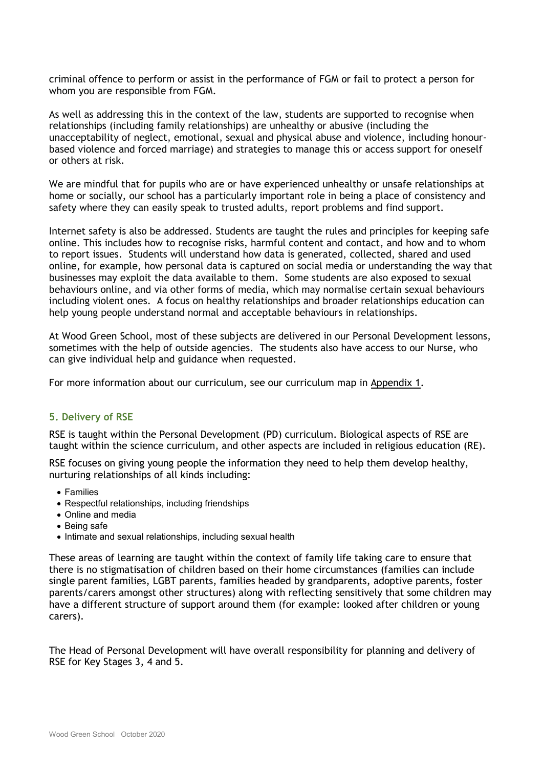criminal offence to perform or assist in the performance of FGM or fail to protect a person for whom you are responsible from FGM.

As well as addressing this in the context of the law, students are supported to recognise when relationships (including family relationships) are unhealthy or abusive (including the unacceptability of neglect, emotional, sexual and physical abuse and violence, including honour-based violence and forced marriage) and strategies to manage this or access support for oneself or others at risk.

We are mindful that for pupils who are or have experienced unhealthy or unsafe relationships at home or socially, our school has a particularly important role in being a place of consistency and safety where they can easily speak to trusted adults, report problems and find support.

Internet safety is also be addressed. Students are taught the rules and principles for keeping safe online. This includes how to recognise risks, harmful content and contact, and how and to whom to report issues. Students will understand how data is generated, collected, shared and used online, for example, how personal data is captured on social media or understanding the way that businesses may exploit the data available to them. Some students are also exposed to sexual behaviours online, and via other forms of media, which may normalise certain sexual behaviours including violent ones. A focus on healthy relationships and broader relationships education can help young people understand normal and acceptable behaviours in relationships.

At Wood Green School, most of these subjects are delivered in our Personal Development lessons, sometimes with the help of outside agencies. The students also have access to our Nurse, who can give individual help and guidance when requested.

For more information about our curriculum, see our curriculum map in Appendix 1.

## 5. Delivery of RSE

RSE is taught within the Personal Development (PD) curriculum. Biological aspects of RSE are taught within the science curriculum, and other aspects are included in religious education (RE).

RSE focuses on giving young people the information they need to help them develop healthy, nurturing relationships of all kinds including:

- Families
- Respectful relationships, including friendships
- Online and media
- Being safe
- Intimate and sexual relationships, including sexual health

These areas of learning are taught within the context of family life taking care to ensure that there is no stigmatisation of children based on their home circumstances (families can include single parent families, LGBT parents, families headed by grandparents, adoptive parents, foster parents/carers amongst other structures) along with reflecting sensitively that some children may have a different structure of support around them (for example: looked after children or young carers).

The Head of Personal Development will have overall responsibility for planning and delivery of RSE for Key Stages 3, 4 and 5.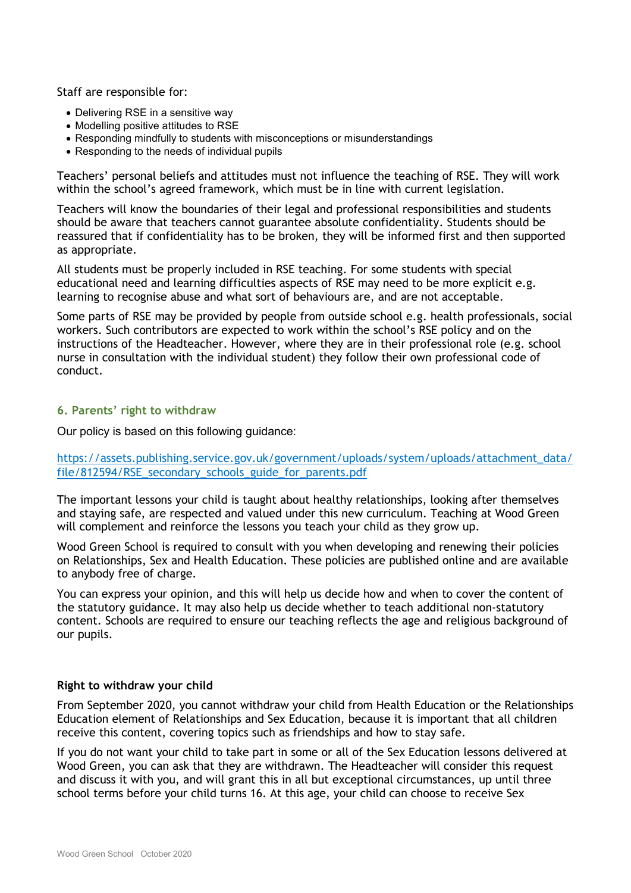Staff are responsible for:

- Delivering RSE in a sensitive way
- Modelling positive attitudes to RSE
- Responding mindfully to students with misconceptions or misunderstandings
- Responding to the needs of individual pupils

Teachers' personal beliefs and attitudes must not influence the teaching of RSE. They will work within the school's agreed framework, which must be in line with current legislation.

Teachers will know the boundaries of their legal and professional responsibilities and students should be aware that teachers cannot guarantee absolute confidentiality. Students should be reassured that if confidentiality has to be broken, they will be informed first and then supported as appropriate.

All students must be properly included in RSE teaching. For some students with special educational need and learning difficulties aspects of RSE may need to be more explicit e.g. learning to recognise abuse and what sort of behaviours are, and are not acceptable.

Some parts of RSE may be provided by people from outside school e.g. health professionals, social workers. Such contributors are expected to work within the school's RSE policy and on the instructions of the Headteacher. However, where they are in their professional role (e.g. school nurse in consultation with the individual student) they follow their own professional code of conduct.

## 6. Parents' right to withdraw

Our policy is based on this following guidance:

https://assets.publishing.service.gov.uk/government/uploads/system/uploads/attachment_data/file/812594/RSE_secondary_schools_guide_for_parents.pdf

The important lessons your child is taught about healthy relationships, looking after themselves and staying safe, are respected and valued under this new curriculum. Teaching at Wood Green will complement and reinforce the lessons you teach your child as they grow up.

Wood Green School is required to consult with you when developing and renewing their policies on Relationships, Sex and Health Education. These policies are published online and are available to anybody free of charge.

You can express your opinion, and this will help us decide how and when to cover the content of the statutory guidance. It may also help us decide whether to teach additional non-statutory content. Schools are required to ensure our teaching reflects the age and religious background of our pupils.

**Right to withdraw your child**

From September 2020, you cannot withdraw your child from Health Education or the Relationships Education element of Relationships and Sex Education, because it is important that all children receive this content, covering topics such as friendships and how to stay safe.

If you do not want your child to take part in some or all of the Sex Education lessons delivered at Wood Green, you can ask that they are withdrawn. The Headteacher will consider this request and discuss it with you, and will grant this in all but exceptional circumstances, up until three school terms before your child turns 16. At this age, your child can choose to receive Sex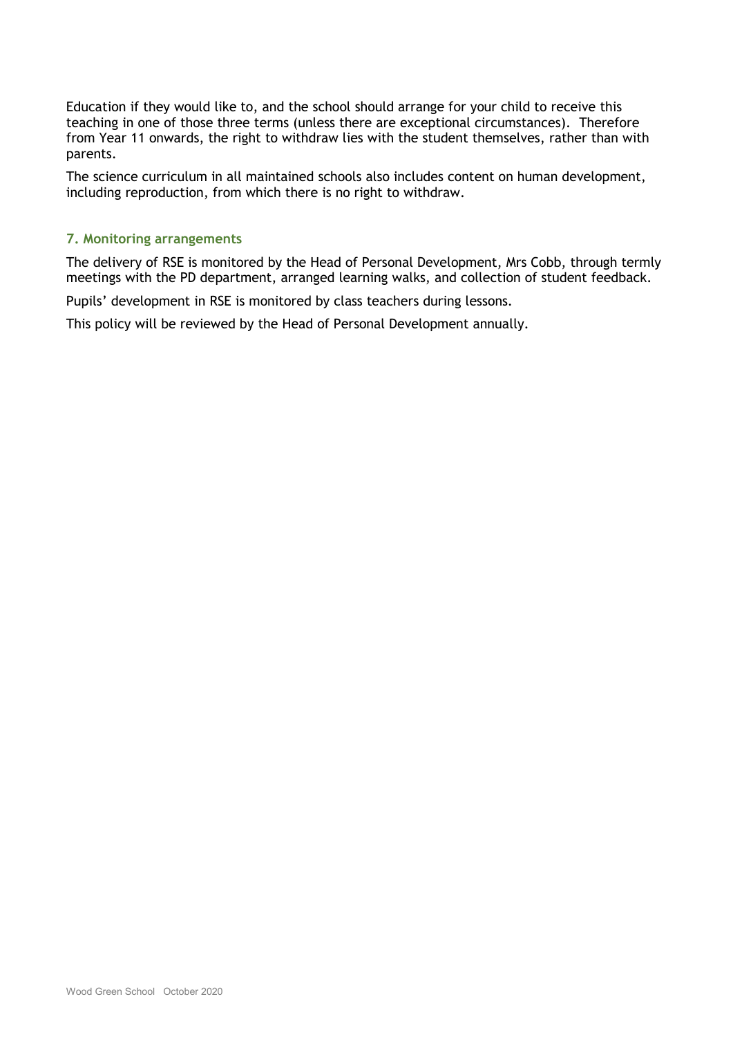Education if they would like to, and the school should arrange for your child to receive this teaching in one of those three terms (unless there are exceptional circumstances). Therefore from Year 11 onwards, the right to withdraw lies with the student themselves, rather than with parents.

The science curriculum in all maintained schools also includes content on human development, including reproduction, from which there is no right to withdraw.

### 7. Monitoring arrangements

The delivery of RSE is monitored by the Head of Personal Development, Mrs Cobb, through termly meetings with the PD department, arranged learning walks, and collection of student feedback.

Pupils' development in RSE is monitored by class teachers during lessons.

This policy will be reviewed by the Head of Personal Development annually.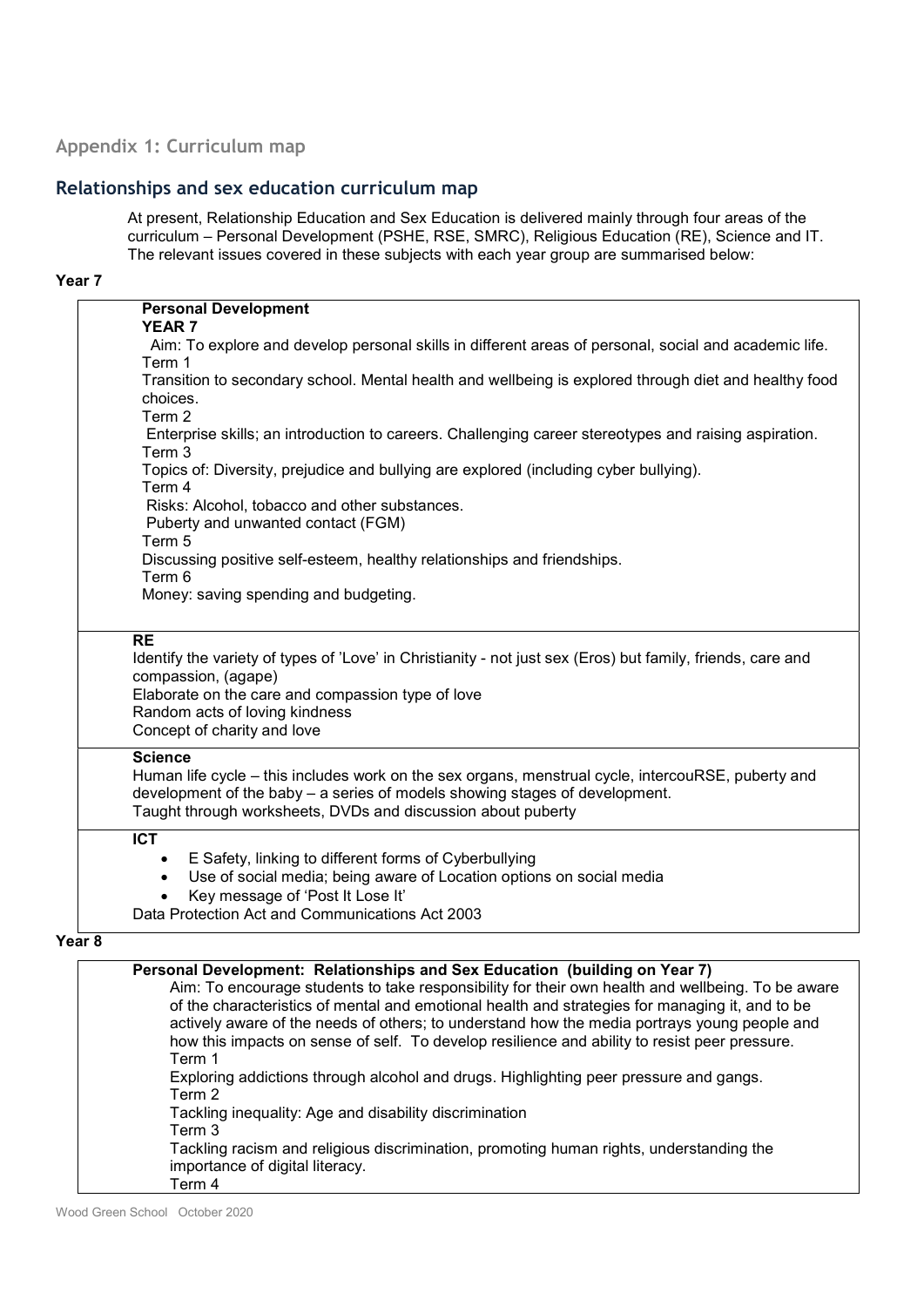## Appendix 1: Curriculum map

## Relationships and sex education curriculum map

At present, Relationship Education and Sex Education is delivered mainly through four areas of the curriculum – Personal Development (PSHE, RSE, SMRC), Religious Education (RE), Science and IT. The relevant issues covered in these subjects with each year group are summarised below:

### Year 7

**Personal Development**
**YEAR 7**
Aim: To explore and develop personal skills in different areas of personal, social and academic life.
Term 1
Transition to secondary school. Mental health and wellbeing is explored through diet and healthy food choices.
Term 2
Enterprise skills; an introduction to careers. Challenging career stereotypes and raising aspiration.
Term 3
Topics of: Diversity, prejudice and bullying are explored (including cyber bullying).
Term 4
Risks: Alcohol, tobacco and other substances.
Puberty and unwanted contact (FGM)
Term 5
Discussing positive self-esteem, healthy relationships and friendships.
Term 6
Money: saving spending and budgeting.

**RE**
Identify the variety of types of 'Love' in Christianity - not just sex (Eros) but family, friends, care and compassion, (agape)
Elaborate on the care and compassion type of love
Random acts of loving kindness
Concept of charity and love

**Science**
Human life cycle – this includes work on the sex organs, menstrual cycle, intercouRSE, puberty and development of the baby – a series of models showing stages of development.
Taught through worksheets, DVDs and discussion about puberty

**ICT**
- E Safety, linking to different forms of Cyberbullying
- Use of social media; being aware of Location options on social media
- Key message of 'Post It Lose It'

Data Protection Act and Communications Act 2003

### Year 8

**Personal Development: Relationships and Sex Education (building on Year 7)**
Aim: To encourage students to take responsibility for their own health and wellbeing. To be aware of the characteristics of mental and emotional health and strategies for managing it, and to be actively aware of the needs of others; to understand how the media portrays young people and how this impacts on sense of self. To develop resilience and ability to resist peer pressure.
Term 1
Exploring addictions through alcohol and drugs. Highlighting peer pressure and gangs.
Term 2
Tackling inequality: Age and disability discrimination
Term 3
Tackling racism and religious discrimination, promoting human rights, understanding the importance of digital literacy.
Term 4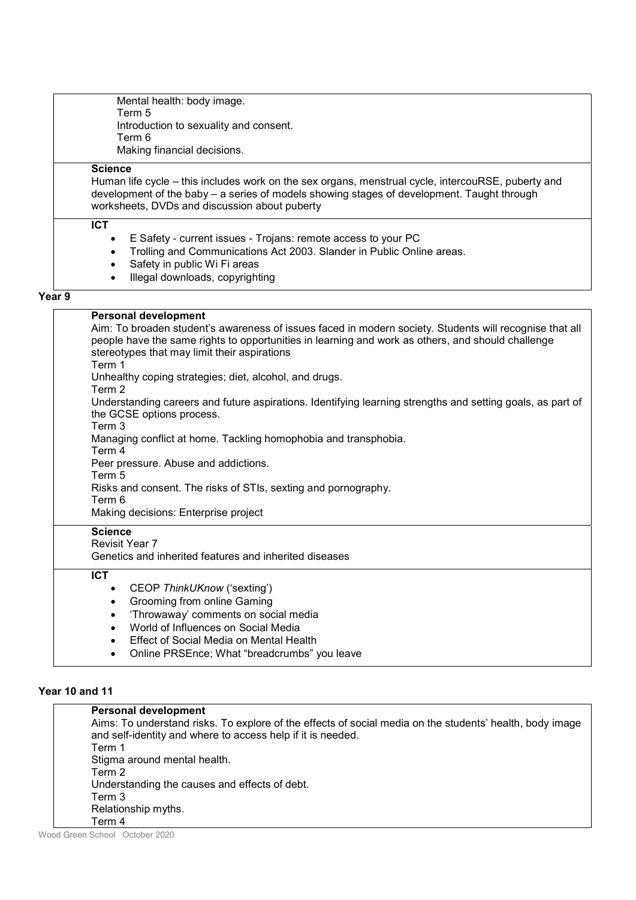Mental health: body image.
Term 5
Introduction to sexuality and consent.
Term 6
Making financial decisions.

**Science**
Human life cycle – this includes work on the sex organs, menstrual cycle, intercouRSE, puberty and development of the baby – a series of models showing stages of development. Taught through worksheets, DVDs and discussion about puberty

**ICT**

- E Safety - current issues - Trojans: remote access to your PC
- Trolling and Communications Act 2003. Slander in Public Online areas.
- Safety in public Wi Fi areas
- Illegal downloads, copyrighting

## Year 9

**Personal development**
Aim: To broaden student's awareness of issues faced in modern society. Students will recognise that all people have the same rights to opportunities in learning and work as others, and should challenge stereotypes that may limit their aspirations
Term 1
Unhealthy coping strategies; diet, alcohol, and drugs.
Term 2
Understanding careers and future aspirations. Identifying learning strengths and setting goals, as part of the GCSE options process.
Term 3
Managing conflict at home. Tackling homophobia and transphobia.
Term 4
Peer pressure. Abuse and addictions.
Term 5
Risks and consent. The risks of STIs, sexting and pornography.
Term 6
Making decisions: Enterprise project

**Science**
Revisit Year 7
Genetics and inherited features and inherited diseases

**ICT**

- CEOP *ThinkUKnow* ('sexting')
- Grooming from online Gaming
- 'Throwaway' comments on social media
- World of Influences on Social Media
- Effect of Social Media on Mental Health
- Online PRSEnce; What "breadcrumbs" you leave

## Year 10 and 11

**Personal development**
Aims: To understand risks. To explore of the effects of social media on the students' health, body image and self-identity and where to access help if it is needed.
Term 1
Stigma around mental health.
Term 2
Understanding the causes and effects of debt.
Term 3
Relationship myths.
Term 4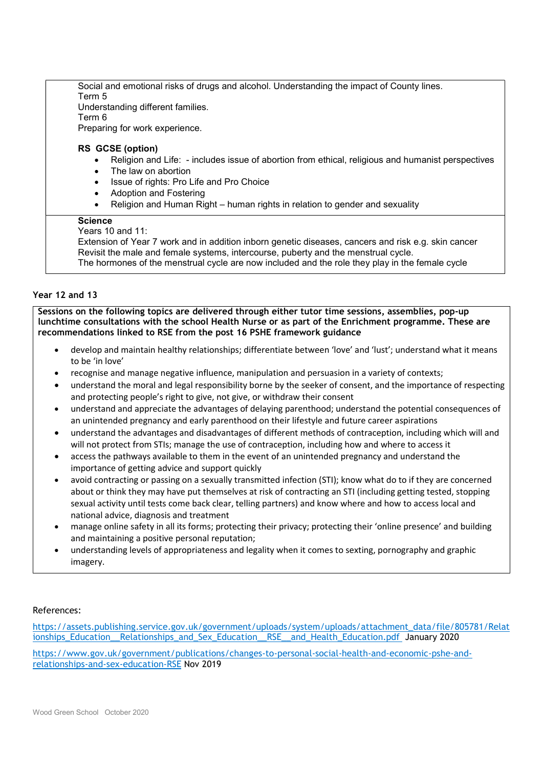Social and emotional risks of drugs and alcohol. Understanding the impact of County lines.
Term 5
Understanding different families.
Term 6
Preparing for work experience.

**RS GCSE (option)**

- Religion and Life: - includes issue of abortion from ethical, religious and humanist perspectives
- The law on abortion
- Issue of rights: Pro Life and Pro Choice
- Adoption and Fostering
- Religion and Human Right – human rights in relation to gender and sexuality

**Science**
Years 10 and 11:
Extension of Year 7 work and in addition inborn genetic diseases, cancers and risk e.g. skin cancer
Revisit the male and female systems, intercourse, puberty and the menstrual cycle.
The hormones of the menstrual cycle are now included and the role they play in the female cycle

**Year 12 and 13**

**Sessions on the following topics are delivered through either tutor time sessions, assemblies, pop-up lunchtime consultations with the school Health Nurse or as part of the Enrichment programme. These are recommendations linked to RSE from the post 16 PSHE framework guidance**

- develop and maintain healthy relationships; differentiate between 'love' and 'lust'; understand what it means to be 'in love'
- recognise and manage negative influence, manipulation and persuasion in a variety of contexts;
- understand the moral and legal responsibility borne by the seeker of consent, and the importance of respecting and protecting people's right to give, not give, or withdraw their consent
- understand and appreciate the advantages of delaying parenthood; understand the potential consequences of an unintended pregnancy and early parenthood on their lifestyle and future career aspirations
- understand the advantages and disadvantages of different methods of contraception, including which will and will not protect from STIs; manage the use of contraception, including how and where to access it
- access the pathways available to them in the event of an unintended pregnancy and understand the importance of getting advice and support quickly
- avoid contracting or passing on a sexually transmitted infection (STI); know what do to if they are concerned about or think they may have put themselves at risk of contracting an STI (including getting tested, stopping sexual activity until tests come back clear, telling partners) and know where and how to access local and national advice, diagnosis and treatment
- manage online safety in all its forms; protecting their privacy; protecting their 'online presence' and building and maintaining a positive personal reputation;
- understanding levels of appropriateness and legality when it comes to sexting, pornography and graphic imagery.

References:

https://assets.publishing.service.gov.uk/government/uploads/system/uploads/attachment_data/file/805781/Relationships_Education__Relationships_and_Sex_Education__RSE__and_Health_Education.pdf January 2020

https://www.gov.uk/government/publications/changes-to-personal-social-health-and-economic-pshe-and-relationships-and-sex-education-RSE Nov 2019